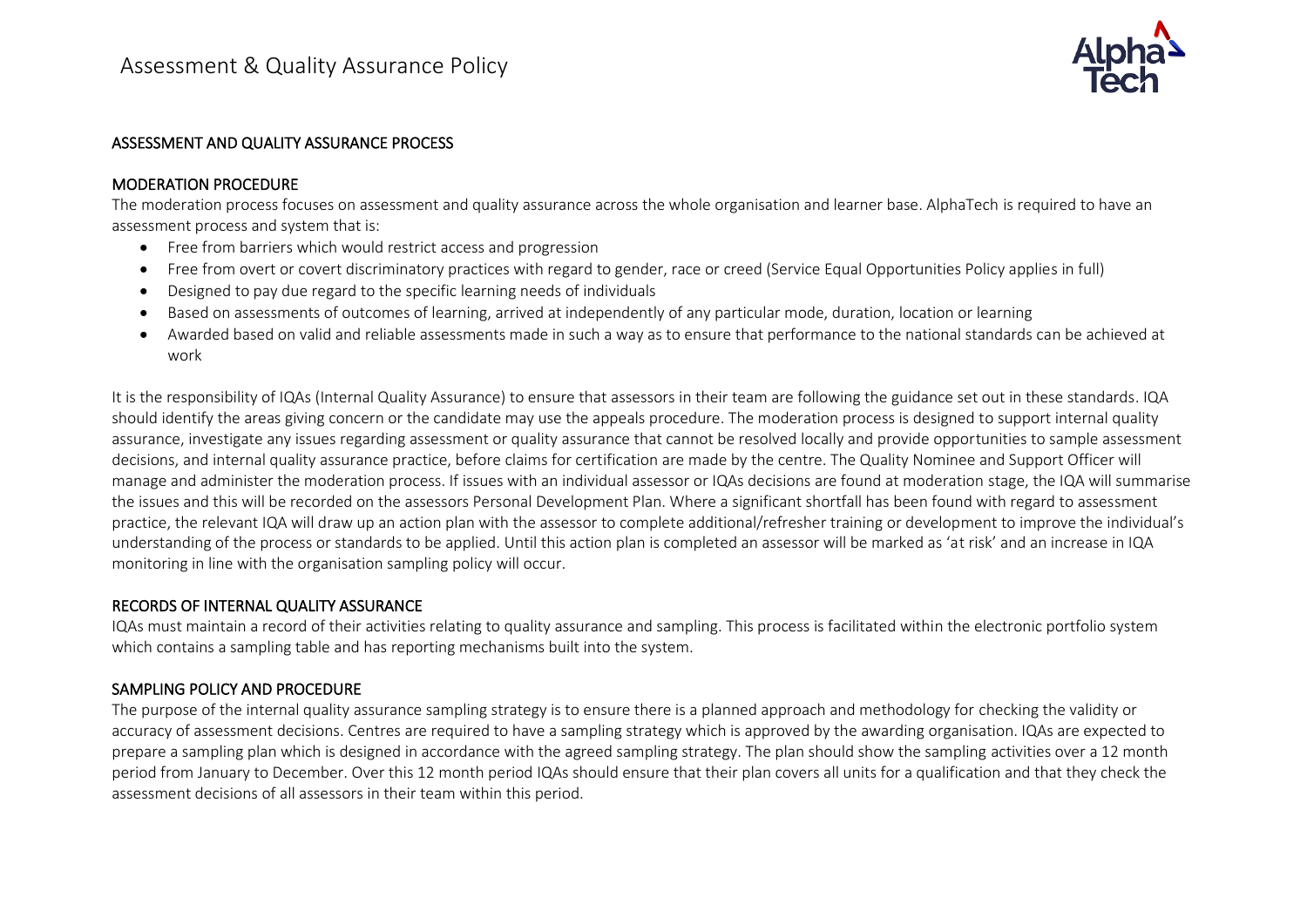## ASSESSMENT AND QUALITY ASSURANCE PROCESS

### MODERATION PROCEDURE

The moderation process focuses on assessment and quality assurance across the whole organisation and learner base. AlphaTech is required to have an assessment process and system that is:

- Free from barriers which would restrict access and progression
- Free from overt or covert discriminatory practices with regard to gender, race or creed (Service Equal Opportunities Policy applies in full)
- Designed to pay due regard to the specific learning needs of individuals
- Based on assessments of outcomes of learning, arrived at independently of any particular mode, duration, location or learning
- Awarded based on valid and reliable assessments made in such a way as to ensure that performance to the national standards can be achieved at work

It is the responsibility of IQAs (Internal Quality Assurance) to ensure that assessors in their team are following the guidance set out in these standards. IQA should identify the areas giving concern or the candidate may use the appeals procedure. The moderation process is designed to support internal quality assurance, investigate any issues regarding assessment or quality assurance that cannot be resolved locally and provide opportunities to sample assessment decisions, and internal quality assurance practice, before claims for certification are made by the centre. The Quality Nominee and Support Officer will manage and administer the moderation process. If issues with an individual assessor or IQAs decisions are found at moderation stage, the IQA will summarise the issues and this will be recorded on the assessors Personal Development Plan. Where a significant shortfall has been found with regard to assessment practice, the relevant IQA will draw up an action plan with the assessor to complete additional/refresher training or development to improve the individual's understanding of the process or standards to be applied. Until this action plan is completed an assessor will be marked as 'at risk' and an increase in IQA monitoring in line with the organisation sampling policy will occur.

### RECORDS OF INTERNAL QUALITY ASSURANCE

IQAs must maintain a record of their activities relating to quality assurance and sampling. This process is facilitated within the electronic portfolio system which contains a sampling table and has reporting mechanisms built into the system.

### SAMPLING POLICY AND PROCEDURE

The purpose of the internal quality assurance sampling strategy is to ensure there is a planned approach and methodology for checking the validity or accuracy of assessment decisions. Centres are required to have a sampling strategy which is approved by the awarding organisation. IQAs are expected to prepare a sampling plan which is designed in accordance with the agreed sampling strategy. The plan should show the sampling activities over a 12 month period from January to December. Over this 12 month period IQAs should ensure that their plan covers all units for a qualification and that they check the assessment decisions of all assessors in their team within this period.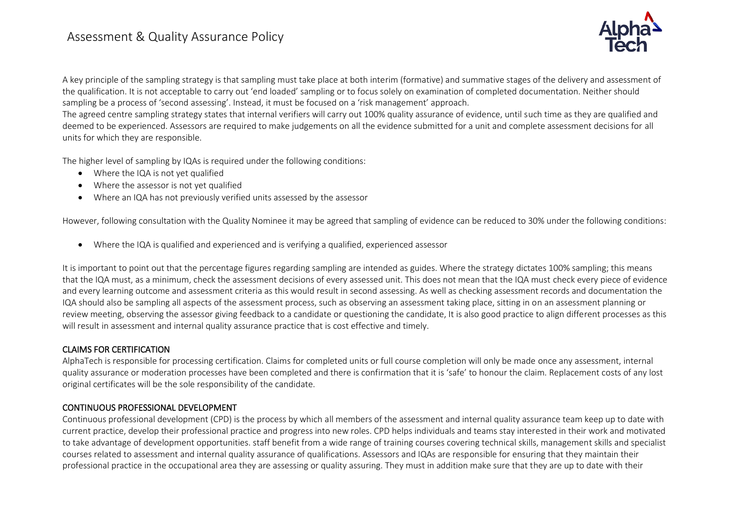A key principle of the sampling strategy is that sampling must take place at both interim (formative) and summative stages of the delivery and assessment of the qualification. It is not acceptable to carry out 'end loaded' sampling or to focus solely on examination of completed documentation. Neither should sampling be a process of 'second assessing'. Instead, it must be focused on a 'risk management' approach.
The agreed centre sampling strategy states that internal verifiers will carry out 100% quality assurance of evidence, until such time as they are qualified and deemed to be experienced. Assessors are required to make judgements on all the evidence submitted for a unit and complete assessment decisions for all units for which they are responsible.

The higher level of sampling by IQAs is required under the following conditions:

- Where the IQA is not yet qualified
- Where the assessor is not yet qualified
- Where an IQA has not previously verified units assessed by the assessor

However, following consultation with the Quality Nominee it may be agreed that sampling of evidence can be reduced to 30% under the following conditions:

- Where the IQA is qualified and experienced and is verifying a qualified, experienced assessor

It is important to point out that the percentage figures regarding sampling are intended as guides. Where the strategy dictates 100% sampling; this means that the IQA must, as a minimum, check the assessment decisions of every assessed unit. This does not mean that the IQA must check every piece of evidence and every learning outcome and assessment criteria as this would result in second assessing. As well as checking assessment records and documentation the IQA should also be sampling all aspects of the assessment process, such as observing an assessment taking place, sitting in on an assessment planning or review meeting, observing the assessor giving feedback to a candidate or questioning the candidate, It is also good practice to align different processes as this will result in assessment and internal quality assurance practice that is cost effective and timely.

## CLAIMS FOR CERTIFICATION

AlphaTech is responsible for processing certification. Claims for completed units or full course completion will only be made once any assessment, internal quality assurance or moderation processes have been completed and there is confirmation that it is 'safe' to honour the claim. Replacement costs of any lost original certificates will be the sole responsibility of the candidate.

## CONTINUOUS PROFESSIONAL DEVELOPMENT

Continuous professional development (CPD) is the process by which all members of the assessment and internal quality assurance team keep up to date with current practice, develop their professional practice and progress into new roles. CPD helps individuals and teams stay interested in their work and motivated to take advantage of development opportunities. staff benefit from a wide range of training courses covering technical skills, management skills and specialist courses related to assessment and internal quality assurance of qualifications. Assessors and IQAs are responsible for ensuring that they maintain their professional practice in the occupational area they are assessing or quality assuring. They must in addition make sure that they are up to date with their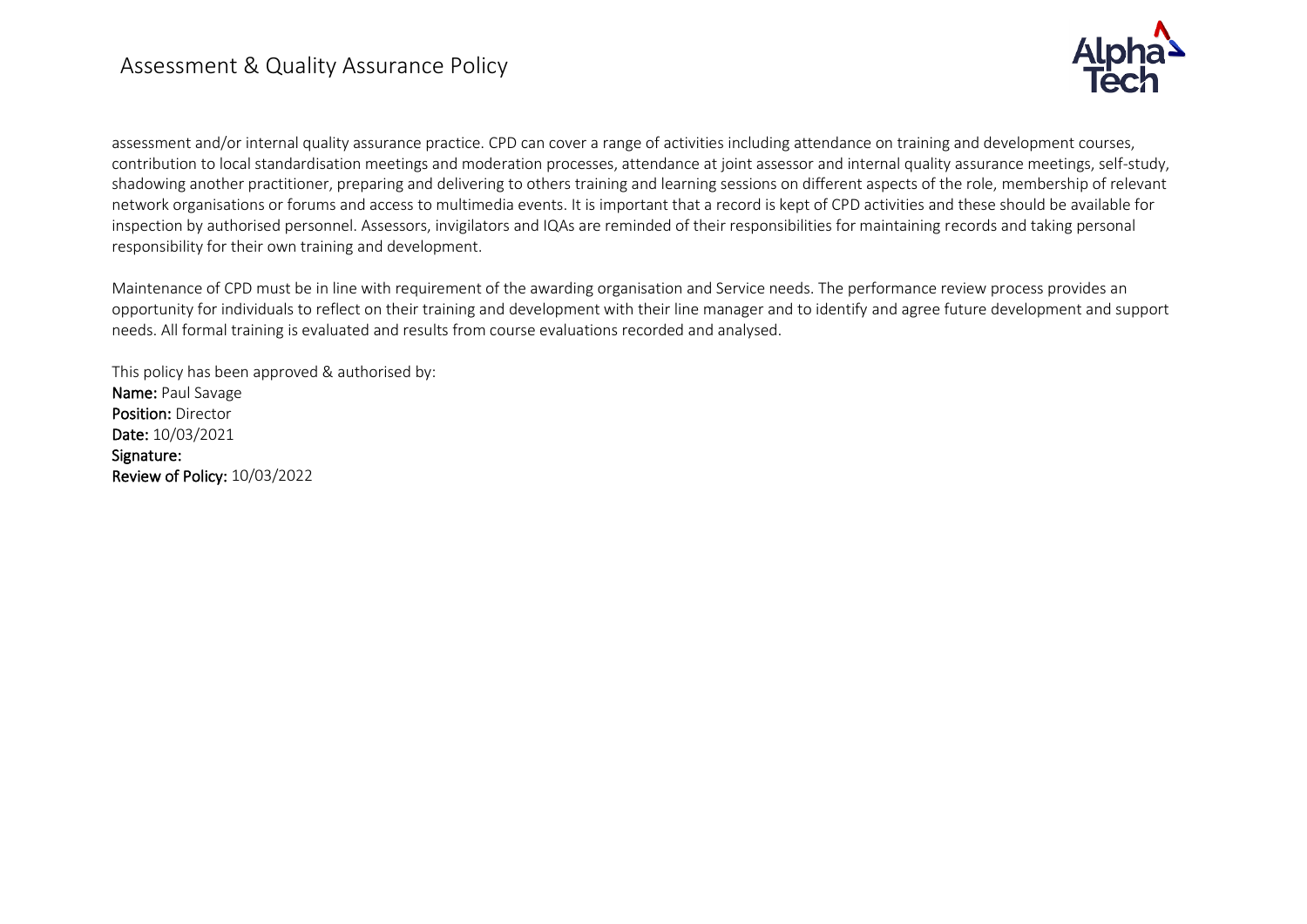assessment and/or internal quality assurance practice. CPD can cover a range of activities including attendance on training and development courses, contribution to local standardisation meetings and moderation processes, attendance at joint assessor and internal quality assurance meetings, self-study, shadowing another practitioner, preparing and delivering to others training and learning sessions on different aspects of the role, membership of relevant network organisations or forums and access to multimedia events. It is important that a record is kept of CPD activities and these should be available for inspection by authorised personnel. Assessors, invigilators and IQAs are reminded of their responsibilities for maintaining records and taking personal responsibility for their own training and development.

Maintenance of CPD must be in line with requirement of the awarding organisation and Service needs. The performance review process provides an opportunity for individuals to reflect on their training and development with their line manager and to identify and agree future development and support needs. All formal training is evaluated and results from course evaluations recorded and analysed.

This policy has been approved & authorised by:
**Name:** Paul Savage
**Position:** Director
**Date:** 10/03/2021
**Signature:**
**Review of Policy:** 10/03/2022